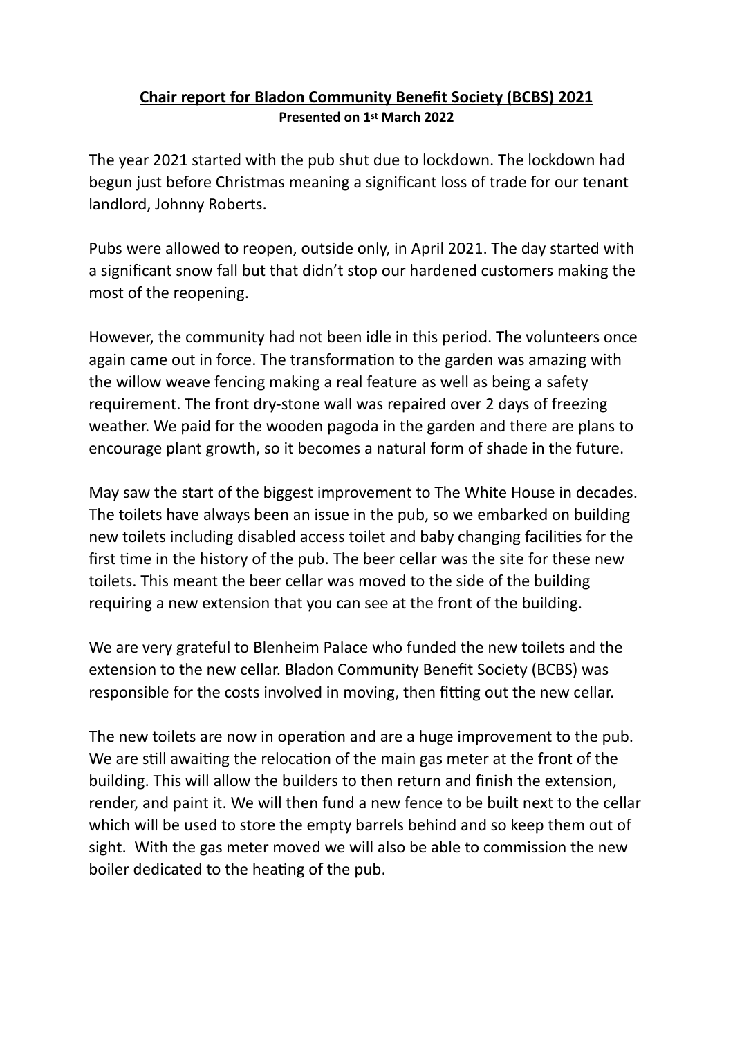# Chair report for Bladon Community Benefit Society (BCBS) 2021

**Presented on 1st March 2022**

The year 2021 started with the pub shut due to lockdown. The lockdown had begun just before Christmas meaning a significant loss of trade for our tenant landlord, Johnny Roberts.

Pubs were allowed to reopen, outside only, in April 2021. The day started with a significant snow fall but that didn't stop our hardened customers making the most of the reopening.

However, the community had not been idle in this period. The volunteers once again came out in force. The transformation to the garden was amazing with the willow weave fencing making a real feature as well as being a safety requirement. The front dry-stone wall was repaired over 2 days of freezing weather. We paid for the wooden pagoda in the garden and there are plans to encourage plant growth, so it becomes a natural form of shade in the future.

May saw the start of the biggest improvement to The White House in decades. The toilets have always been an issue in the pub, so we embarked on building new toilets including disabled access toilet and baby changing facilities for the first time in the history of the pub. The beer cellar was the site for these new toilets. This meant the beer cellar was moved to the side of the building requiring a new extension that you can see at the front of the building.

We are very grateful to Blenheim Palace who funded the new toilets and the extension to the new cellar. Bladon Community Benefit Society (BCBS) was responsible for the costs involved in moving, then fitting out the new cellar.

The new toilets are now in operation and are a huge improvement to the pub. We are still awaiting the relocation of the main gas meter at the front of the building. This will allow the builders to then return and finish the extension, render, and paint it. We will then fund a new fence to be built next to the cellar which will be used to store the empty barrels behind and so keep them out of sight. With the gas meter moved we will also be able to commission the new boiler dedicated to the heating of the pub.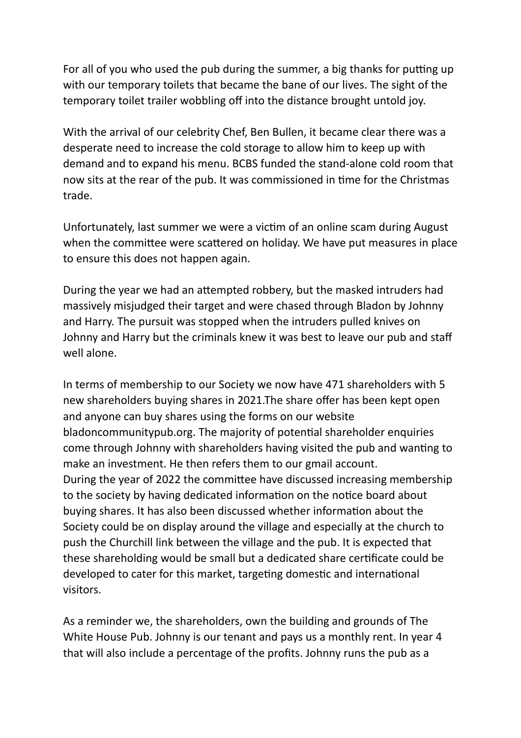For all of you who used the pub during the summer, a big thanks for putting up with our temporary toilets that became the bane of our lives. The sight of the temporary toilet trailer wobbling off into the distance brought untold joy.

With the arrival of our celebrity Chef, Ben Bullen, it became clear there was a desperate need to increase the cold storage to allow him to keep up with demand and to expand his menu. BCBS funded the stand-alone cold room that now sits at the rear of the pub. It was commissioned in time for the Christmas trade.

Unfortunately, last summer we were a victim of an online scam during August when the committee were scattered on holiday. We have put measures in place to ensure this does not happen again.

During the year we had an attempted robbery, but the masked intruders had massively misjudged their target and were chased through Bladon by Johnny and Harry. The pursuit was stopped when the intruders pulled knives on Johnny and Harry but the criminals knew it was best to leave our pub and staff well alone.

In terms of membership to our Society we now have 471 shareholders with 5 new shareholders buying shares in 2021.The share offer has been kept open and anyone can buy shares using the forms on our website bladoncommunitypub.org. The majority of potential shareholder enquiries come through Johnny with shareholders having visited the pub and wanting to make an investment. He then refers them to our gmail account.
During the year of 2022 the committee have discussed increasing membership to the society by having dedicated information on the notice board about buying shares. It has also been discussed whether information about the Society could be on display around the village and especially at the church to push the Churchill link between the village and the pub. It is expected that these shareholding would be small but a dedicated share certificate could be developed to cater for this market, targeting domestic and international visitors.

As a reminder we, the shareholders, own the building and grounds of The White House Pub. Johnny is our tenant and pays us a monthly rent. In year 4 that will also include a percentage of the profits. Johnny runs the pub as a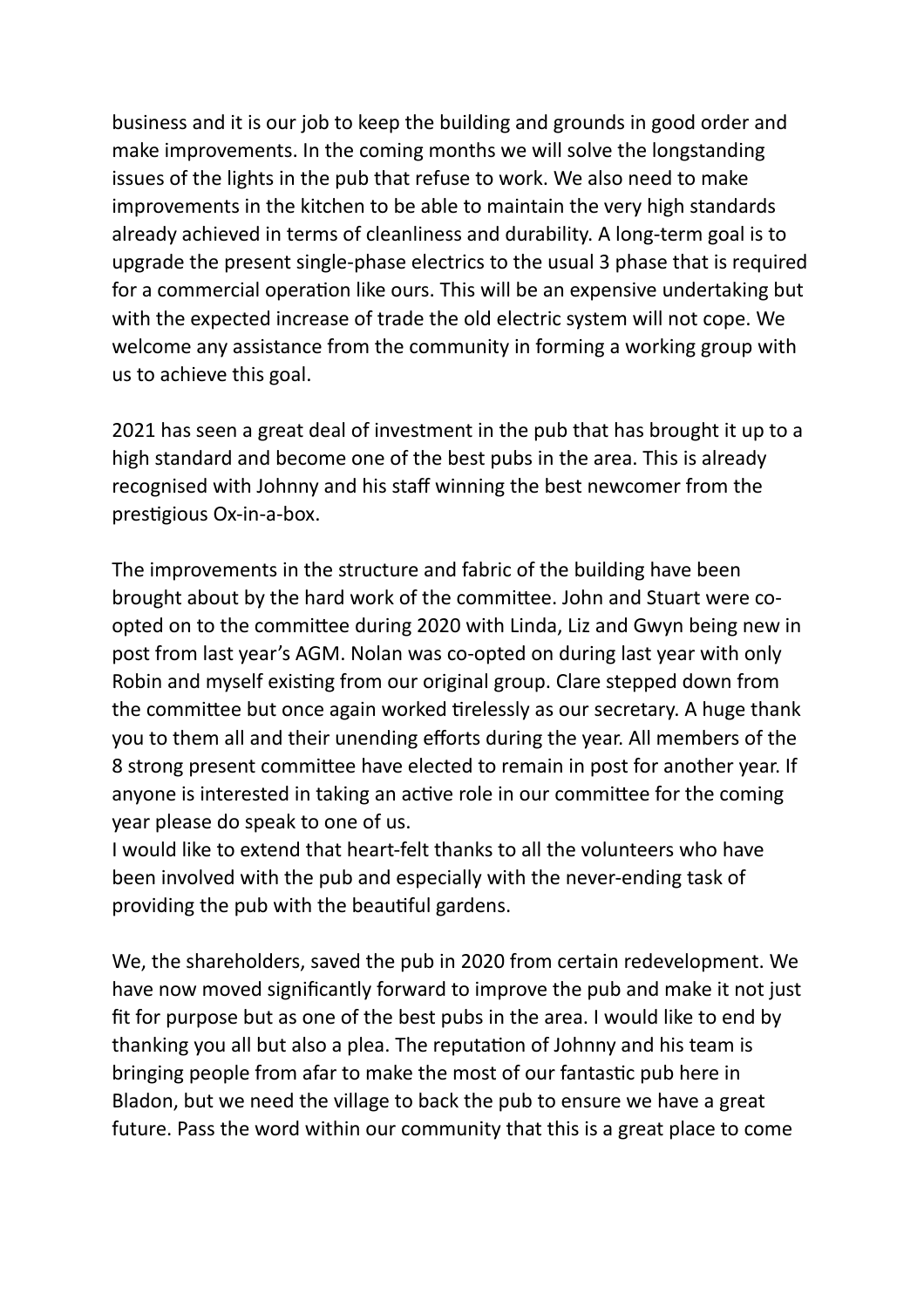business and it is our job to keep the building and grounds in good order and make improvements. In the coming months we will solve the longstanding issues of the lights in the pub that refuse to work. We also need to make improvements in the kitchen to be able to maintain the very high standards already achieved in terms of cleanliness and durability. A long-term goal is to upgrade the present single-phase electrics to the usual 3 phase that is required for a commercial operation like ours. This will be an expensive undertaking but with the expected increase of trade the old electric system will not cope. We welcome any assistance from the community in forming a working group with us to achieve this goal.

2021 has seen a great deal of investment in the pub that has brought it up to a high standard and become one of the best pubs in the area. This is already recognised with Johnny and his staff winning the best newcomer from the prestigious Ox-in-a-box.

The improvements in the structure and fabric of the building have been brought about by the hard work of the committee. John and Stuart were co-opted on to the committee during 2020 with Linda, Liz and Gwyn being new in post from last year's AGM. Nolan was co-opted on during last year with only Robin and myself existing from our original group. Clare stepped down from the committee but once again worked tirelessly as our secretary. A huge thank you to them all and their unending efforts during the year. All members of the 8 strong present committee have elected to remain in post for another year. If anyone is interested in taking an active role in our committee for the coming year please do speak to one of us.
I would like to extend that heart-felt thanks to all the volunteers who have been involved with the pub and especially with the never-ending task of providing the pub with the beautiful gardens.

We, the shareholders, saved the pub in 2020 from certain redevelopment. We have now moved significantly forward to improve the pub and make it not just fit for purpose but as one of the best pubs in the area. I would like to end by thanking you all but also a plea. The reputation of Johnny and his team is bringing people from afar to make the most of our fantastic pub here in Bladon, but we need the village to back the pub to ensure we have a great future. Pass the word within our community that this is a great place to come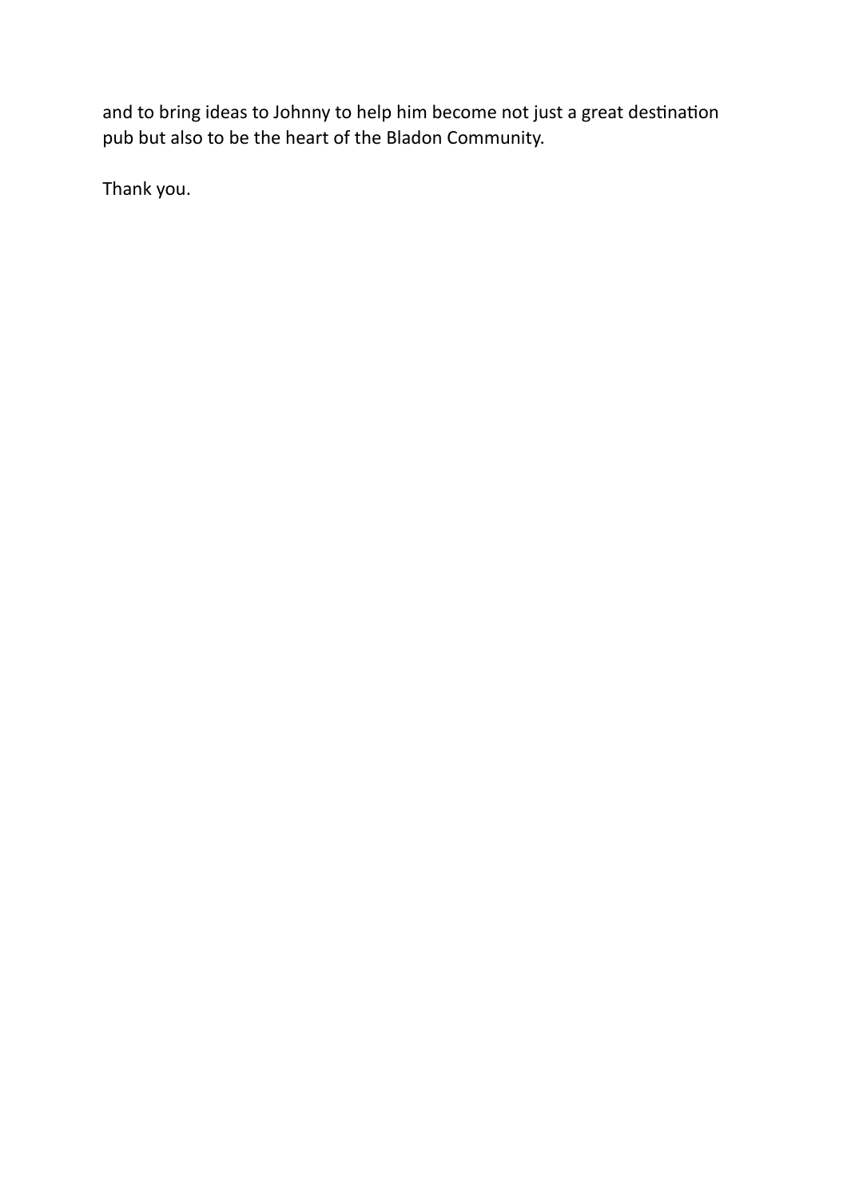and to bring ideas to Johnny to help him become not just a great destination pub but also to be the heart of the Bladon Community.

Thank you.